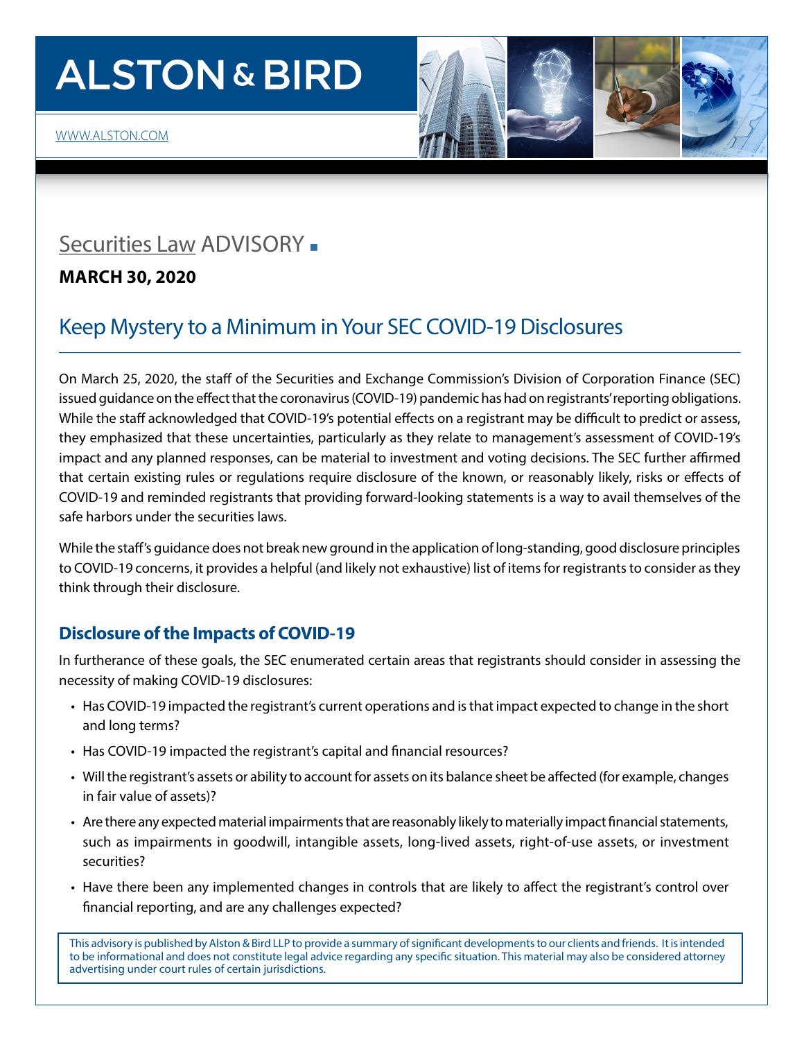# ALSTON & BIRD

WWW.ALSTON.COM

## Securities Law ADVISORY

**MARCH 30, 2020**

## Keep Mystery to a Minimum in Your SEC COVID-19 Disclosures

On March 25, 2020, the staff of the Securities and Exchange Commission's Division of Corporation Finance (SEC) issued guidance on the effect that the coronavirus (COVID-19) pandemic has had on registrants' reporting obligations. While the staff acknowledged that COVID-19's potential effects on a registrant may be difficult to predict or assess, they emphasized that these uncertainties, particularly as they relate to management's assessment of COVID-19's impact and any planned responses, can be material to investment and voting decisions. The SEC further affirmed that certain existing rules or regulations require disclosure of the known, or reasonably likely, risks or effects of COVID-19 and reminded registrants that providing forward-looking statements is a way to avail themselves of the safe harbors under the securities laws.

While the staff's guidance does not break new ground in the application of long-standing, good disclosure principles to COVID-19 concerns, it provides a helpful (and likely not exhaustive) list of items for registrants to consider as they think through their disclosure.

### Disclosure of the Impacts of COVID-19

In furtherance of these goals, the SEC enumerated certain areas that registrants should consider in assessing the necessity of making COVID-19 disclosures:

- Has COVID-19 impacted the registrant's current operations and is that impact expected to change in the short and long terms?
- Has COVID-19 impacted the registrant's capital and financial resources?
- Will the registrant's assets or ability to account for assets on its balance sheet be affected (for example, changes in fair value of assets)?
- Are there any expected material impairments that are reasonably likely to materially impact financial statements, such as impairments in goodwill, intangible assets, long-lived assets, right-of-use assets, or investment securities?
- Have there been any implemented changes in controls that are likely to affect the registrant's control over financial reporting, and are any challenges expected?

This advisory is published by Alston & Bird LLP to provide a summary of significant developments to our clients and friends. It is intended to be informational and does not constitute legal advice regarding any specific situation. This material may also be considered attorney advertising under court rules of certain jurisdictions.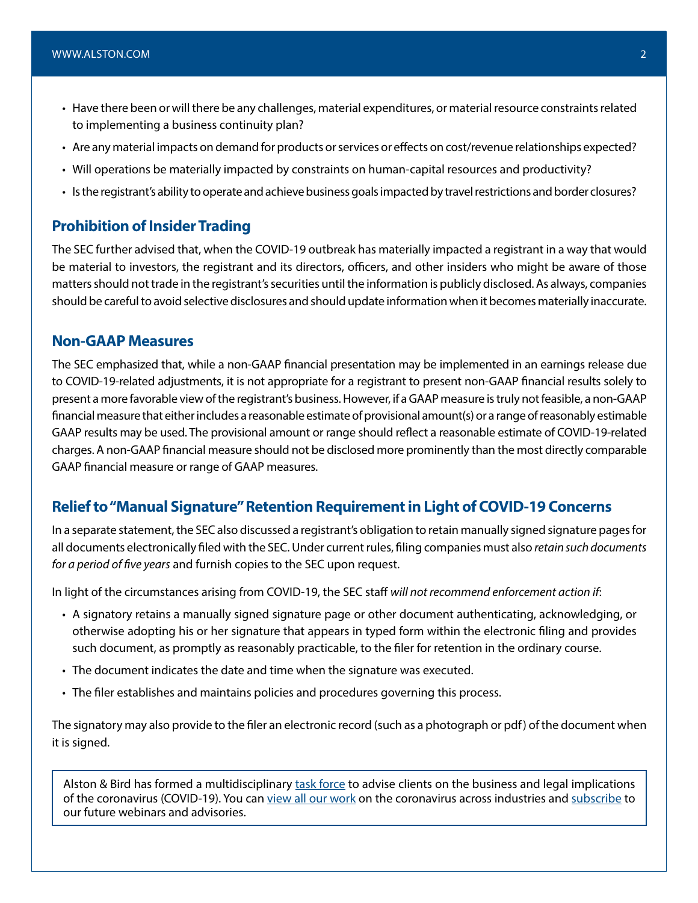- Have there been or will there be any challenges, material expenditures, or material resource constraints related to implementing a business continuity plan?
- Are any material impacts on demand for products or services or effects on cost/revenue relationships expected?
- Will operations be materially impacted by constraints on human-capital resources and productivity?
- Is the registrant's ability to operate and achieve business goals impacted by travel restrictions and border closures?

## Prohibition of Insider Trading

The SEC further advised that, when the COVID-19 outbreak has materially impacted a registrant in a way that would be material to investors, the registrant and its directors, officers, and other insiders who might be aware of those matters should not trade in the registrant's securities until the information is publicly disclosed. As always, companies should be careful to avoid selective disclosures and should update information when it becomes materially inaccurate.

## Non-GAAP Measures

The SEC emphasized that, while a non-GAAP financial presentation may be implemented in an earnings release due to COVID-19-related adjustments, it is not appropriate for a registrant to present non-GAAP financial results solely to present a more favorable view of the registrant's business. However, if a GAAP measure is truly not feasible, a non-GAAP financial measure that either includes a reasonable estimate of provisional amount(s) or a range of reasonably estimable GAAP results may be used. The provisional amount or range should reflect a reasonable estimate of COVID-19-related charges. A non-GAAP financial measure should not be disclosed more prominently than the most directly comparable GAAP financial measure or range of GAAP measures.

## Relief to "Manual Signature" Retention Requirement in Light of COVID-19 Concerns

In a separate statement, the SEC also discussed a registrant's obligation to retain manually signed signature pages for all documents electronically filed with the SEC. Under current rules, filing companies must also *retain such documents for a period of five years* and furnish copies to the SEC upon request.

In light of the circumstances arising from COVID-19, the SEC staff *will not recommend enforcement action if*:

- A signatory retains a manually signed signature page or other document authenticating, acknowledging, or otherwise adopting his or her signature that appears in typed form within the electronic filing and provides such document, as promptly as reasonably practicable, to the filer for retention in the ordinary course.
- The document indicates the date and time when the signature was executed.
- The filer establishes and maintains policies and procedures governing this process.

The signatory may also provide to the filer an electronic record (such as a photograph or pdf) of the document when it is signed.

Alston & Bird has formed a multidisciplinary task force to advise clients on the business and legal implications of the coronavirus (COVID-19). You can view all our work on the coronavirus across industries and subscribe to our future webinars and advisories.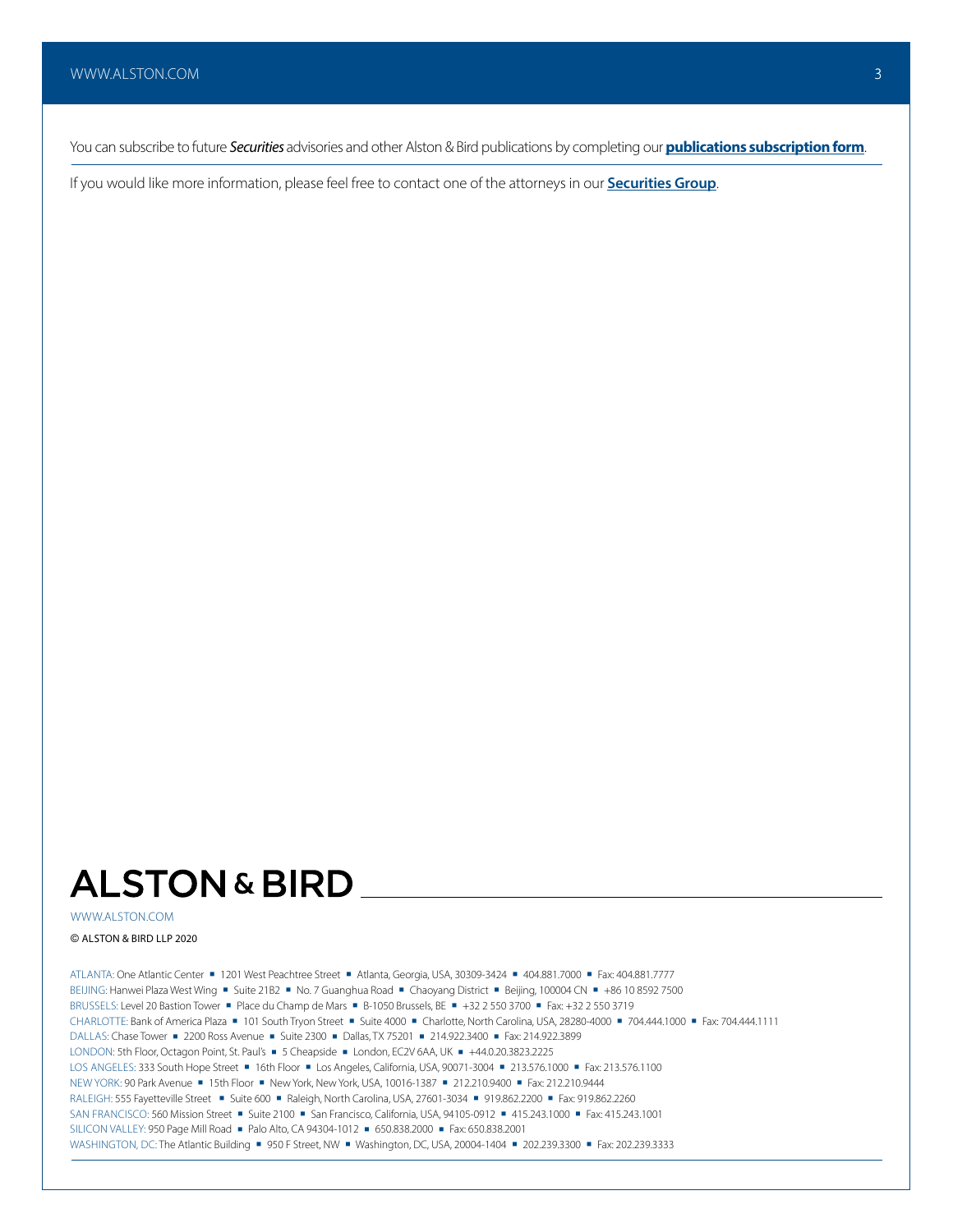You can subscribe to future ***Securities*** advisories and other Alston & Bird publications by completing our **publications subscription form**.

If you would like more information, please feel free to contact one of the attorneys in our **Securities Group**.

# ALSTON & BIRD

WWW.ALSTON.COM

© ALSTON & BIRD LLP 2020

ATLANTA: One Atlantic Center ▪ 1201 West Peachtree Street ▪ Atlanta, Georgia, USA, 30309-3424 ▪ 404.881.7000 ▪ Fax: 404.881.7777
BEIJING: Hanwei Plaza West Wing ▪ Suite 21B2 ▪ No. 7 Guanghua Road ▪ Chaoyang District ▪ Beijing, 100004 CN ▪ +86 10 8592 7500
BRUSSELS: Level 20 Bastion Tower ▪ Place du Champ de Mars ▪ B-1050 Brussels, BE ▪ +32 2 550 3700 ▪ Fax: +32 2 550 3719
CHARLOTTE: Bank of America Plaza ▪ 101 South Tryon Street ▪ Suite 4000 ▪ Charlotte, North Carolina, USA, 28280-4000 ▪ 704.444.1000 ▪ Fax: 704.444.1111
DALLAS: Chase Tower ▪ 2200 Ross Avenue ▪ Suite 2300 ▪ Dallas, TX 75201 ▪ 214.922.3400 ▪ Fax: 214.922.3899
LONDON: 5th Floor, Octagon Point, St. Paul's ▪ 5 Cheapside ▪ London, EC2V 6AA, UK ▪ +44.0.20.3823.2225
LOS ANGELES: 333 South Hope Street ▪ 16th Floor ▪ Los Angeles, California, USA, 90071-3004 ▪ 213.576.1000 ▪ Fax: 213.576.1100
NEW YORK: 90 Park Avenue ▪ 15th Floor ▪ New York, New York, USA, 10016-1387 ▪ 212.210.9400 ▪ Fax: 212.210.9444
RALEIGH: 555 Fayetteville Street ▪ Suite 600 ▪ Raleigh, North Carolina, USA, 27601-3034 ▪ 919.862.2200 ▪ Fax: 919.862.2260
SAN FRANCISCO: 560 Mission Street ▪ Suite 2100 ▪ San Francisco, California, USA, 94105-0912 ▪ 415.243.1000 ▪ Fax: 415.243.1001
SILICON VALLEY: 950 Page Mill Road ▪ Palo Alto, CA 94304-1012 ▪ 650.838.2000 ▪ Fax: 650.838.2001
WASHINGTON, DC: The Atlantic Building ▪ 950 F Street, NW ▪ Washington, DC, USA, 20004-1404 ▪ 202.239.3300 ▪ Fax: 202.239.3333